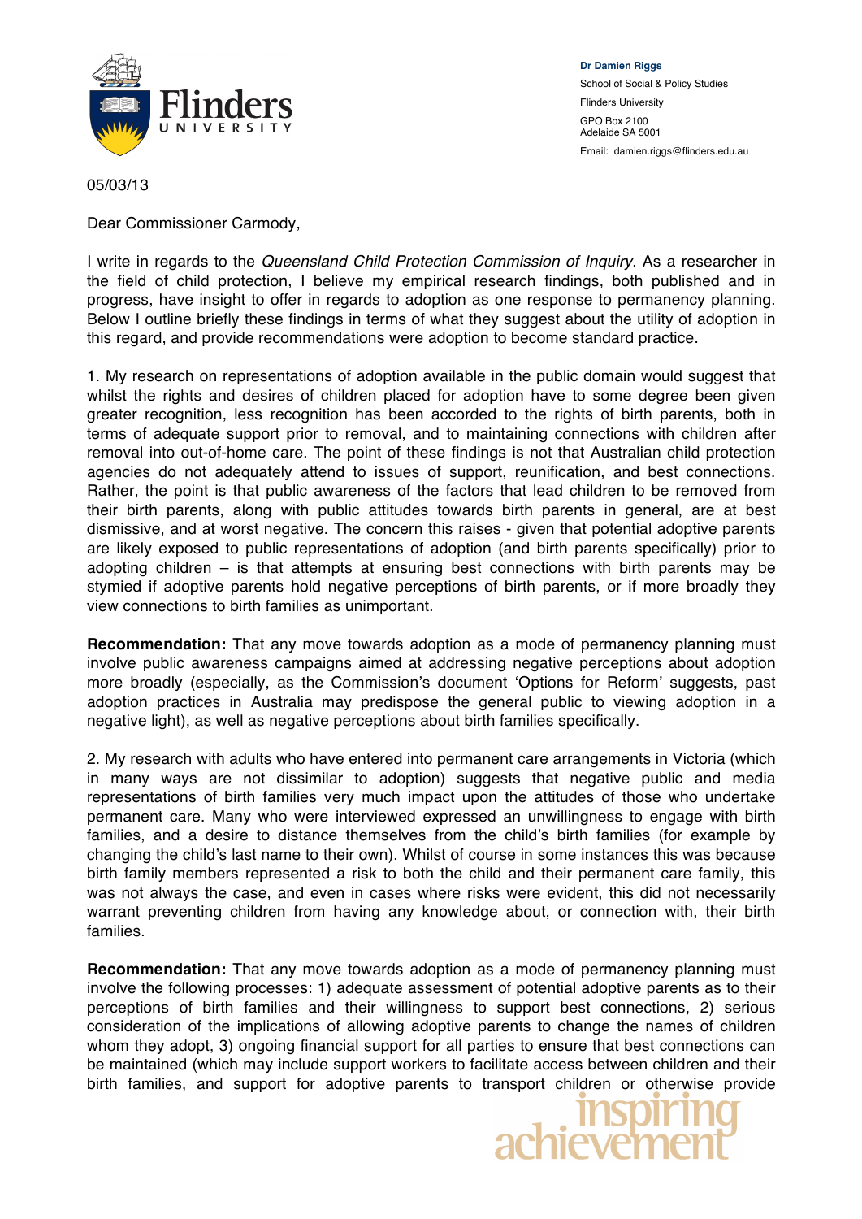**Dr Damien Riggs**
School of Social & Policy Studies
Flinders University
GPO Box 2100
Adelaide SA 5001
Email: damien.riggs@flinders.edu.au

05/03/13

Dear Commissioner Carmody,

I write in regards to the *Queensland Child Protection Commission of Inquiry*. As a researcher in the field of child protection, I believe my empirical research findings, both published and in progress, have insight to offer in regards to adoption as one response to permanency planning. Below I outline briefly these findings in terms of what they suggest about the utility of adoption in this regard, and provide recommendations were adoption to become standard practice.

1. My research on representations of adoption available in the public domain would suggest that whilst the rights and desires of children placed for adoption have to some degree been given greater recognition, less recognition has been accorded to the rights of birth parents, both in terms of adequate support prior to removal, and to maintaining connections with children after removal into out-of-home care. The point of these findings is not that Australian child protection agencies do not adequately attend to issues of support, reunification, and best connections. Rather, the point is that public awareness of the factors that lead children to be removed from their birth parents, along with public attitudes towards birth parents in general, are at best dismissive, and at worst negative. The concern this raises - given that potential adoptive parents are likely exposed to public representations of adoption (and birth parents specifically) prior to adopting children – is that attempts at ensuring best connections with birth parents may be stymied if adoptive parents hold negative perceptions of birth parents, or if more broadly they view connections to birth families as unimportant.

**Recommendation:** That any move towards adoption as a mode of permanency planning must involve public awareness campaigns aimed at addressing negative perceptions about adoption more broadly (especially, as the Commission's document 'Options for Reform' suggests, past adoption practices in Australia may predispose the general public to viewing adoption in a negative light), as well as negative perceptions about birth families specifically.

2. My research with adults who have entered into permanent care arrangements in Victoria (which in many ways are not dissimilar to adoption) suggests that negative public and media representations of birth families very much impact upon the attitudes of those who undertake permanent care. Many who were interviewed expressed an unwillingness to engage with birth families, and a desire to distance themselves from the child's birth families (for example by changing the child's last name to their own). Whilst of course in some instances this was because birth family members represented a risk to both the child and their permanent care family, this was not always the case, and even in cases where risks were evident, this did not necessarily warrant preventing children from having any knowledge about, or connection with, their birth families.

**Recommendation:** That any move towards adoption as a mode of permanency planning must involve the following processes: 1) adequate assessment of potential adoptive parents as to their perceptions of birth families and their willingness to support best connections, 2) serious consideration of the implications of allowing adoptive parents to change the names of children whom they adopt, 3) ongoing financial support for all parties to ensure that best connections can be maintained (which may include support workers to facilitate access between children and their birth families, and support for adoptive parents to transport children or otherwise provide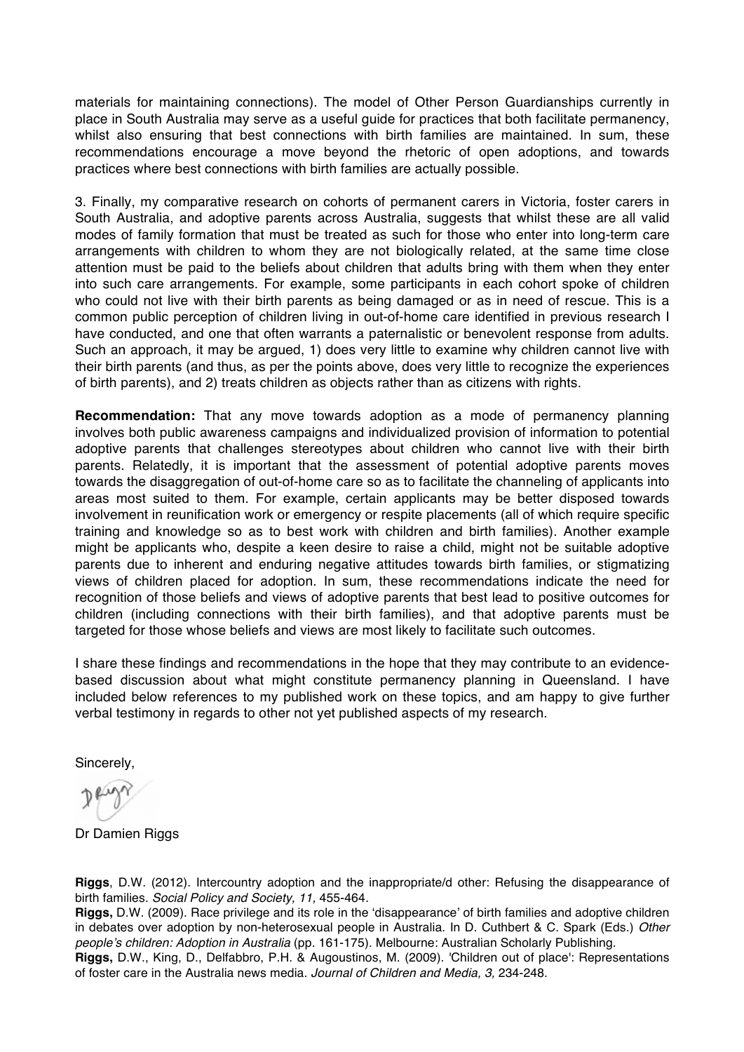materials for maintaining connections). The model of Other Person Guardianships currently in place in South Australia may serve as a useful guide for practices that both facilitate permanency, whilst also ensuring that best connections with birth families are maintained. In sum, these recommendations encourage a move beyond the rhetoric of open adoptions, and towards practices where best connections with birth families are actually possible.

3. Finally, my comparative research on cohorts of permanent carers in Victoria, foster carers in South Australia, and adoptive parents across Australia, suggests that whilst these are all valid modes of family formation that must be treated as such for those who enter into long-term care arrangements with children to whom they are not biologically related, at the same time close attention must be paid to the beliefs about children that adults bring with them when they enter into such care arrangements. For example, some participants in each cohort spoke of children who could not live with their birth parents as being damaged or as in need of rescue. This is a common public perception of children living in out-of-home care identified in previous research I have conducted, and one that often warrants a paternalistic or benevolent response from adults. Such an approach, it may be argued, 1) does very little to examine why children cannot live with their birth parents (and thus, as per the points above, does very little to recognize the experiences of birth parents), and 2) treats children as objects rather than as citizens with rights.

**Recommendation:** That any move towards adoption as a mode of permanency planning involves both public awareness campaigns and individualized provision of information to potential adoptive parents that challenges stereotypes about children who cannot live with their birth parents. Relatedly, it is important that the assessment of potential adoptive parents moves towards the disaggregation of out-of-home care so as to facilitate the channeling of applicants into areas most suited to them. For example, certain applicants may be better disposed towards involvement in reunification work or emergency or respite placements (all of which require specific training and knowledge so as to best work with children and birth families). Another example might be applicants who, despite a keen desire to raise a child, might not be suitable adoptive parents due to inherent and enduring negative attitudes towards birth families, or stigmatizing views of children placed for adoption. In sum, these recommendations indicate the need for recognition of those beliefs and views of adoptive parents that best lead to positive outcomes for children (including connections with their birth families), and that adoptive parents must be targeted for those whose beliefs and views are most likely to facilitate such outcomes.

I share these findings and recommendations in the hope that they may contribute to an evidence-based discussion about what might constitute permanency planning in Queensland. I have included below references to my published work on these topics, and am happy to give further verbal testimony in regards to other not yet published aspects of my research.

Sincerely,

Dr Damien Riggs

**Riggs**, D.W. (2012). Intercountry adoption and the inappropriate/d other: Refusing the disappearance of birth families. *Social Policy and Society, 11,* 455-464.

**Riggs,** D.W. (2009). Race privilege and its role in the 'disappearance' of birth families and adoptive children in debates over adoption by non-heterosexual people in Australia. In D. Cuthbert & C. Spark (Eds.) *Other people's children: Adoption in Australia* (pp. 161-175). Melbourne: Australian Scholarly Publishing.

**Riggs,** D.W., King, D., Delfabbro, P.H. & Augoustinos, M. (2009). 'Children out of place': Representations of foster care in the Australia news media. *Journal of Children and Media, 3,* 234-248.